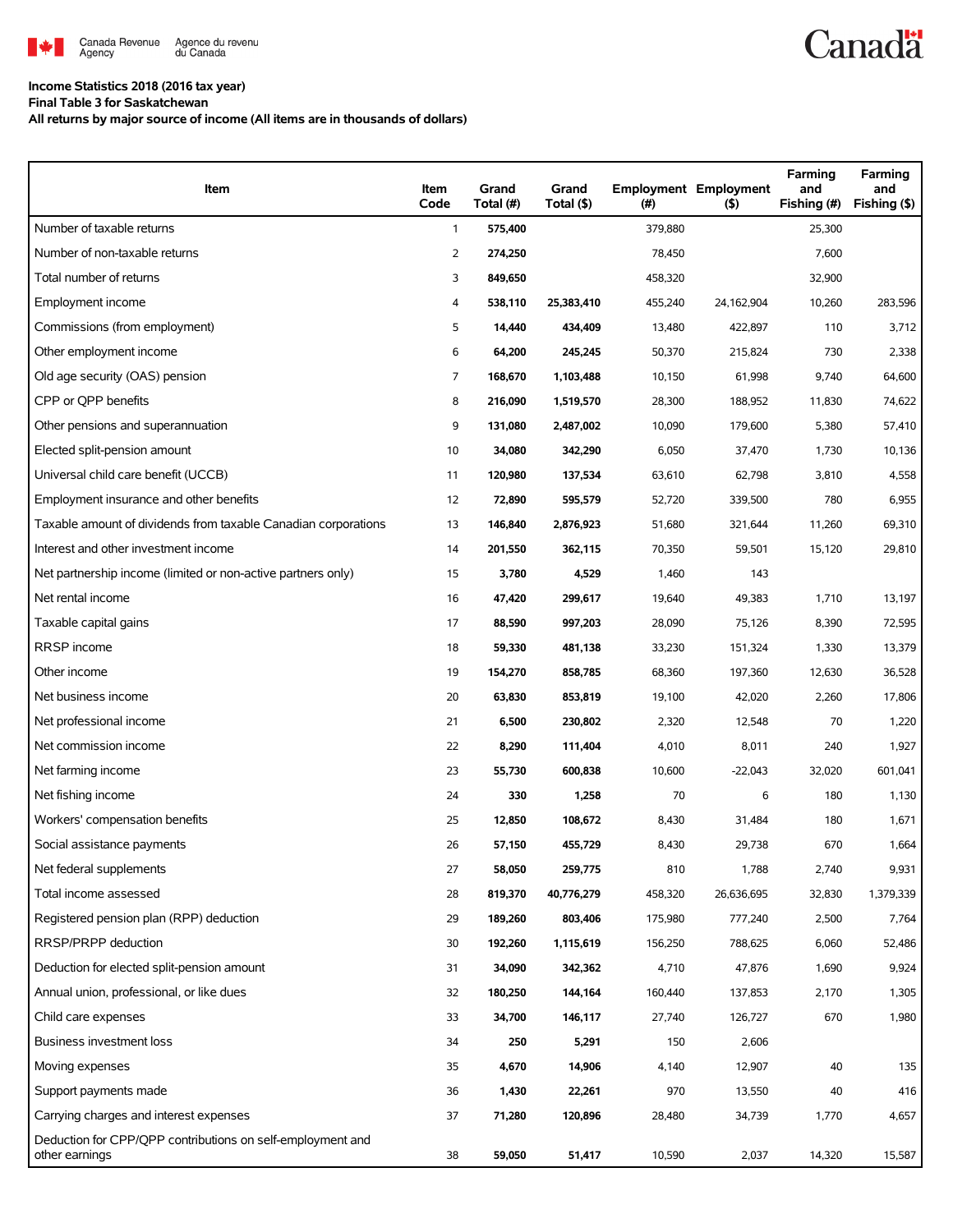Canada Revenue Agency / Agence du revenu du Canada

**Income Statistics 2018 (2016 tax year)**
**Final Table 3 for Saskatchewan**
**All returns by major source of income (All items are in thousands of dollars)**

| Item | Item Code | Grand Total (#) | Grand Total ($) | Employment (#) | Employment ($) | Farming and Fishing (#) | Farming and Fishing ($) |
|---|---|---|---|---|---|---|---|
| Number of taxable returns | 1 | **575,400** | | 379,880 | | 25,300 | |
| Number of non-taxable returns | 2 | **274,250** | | 78,450 | | 7,600 | |
| Total number of returns | 3 | **849,650** | | 458,320 | | 32,900 | |
| Employment income | 4 | **538,110** | **25,383,410** | 455,240 | 24,162,904 | 10,260 | 283,596 |
| Commissions (from employment) | 5 | **14,440** | **434,409** | 13,480 | 422,897 | 110 | 3,712 |
| Other employment income | 6 | **64,200** | **245,245** | 50,370 | 215,824 | 730 | 2,338 |
| Old age security (OAS) pension | 7 | **168,670** | **1,103,488** | 10,150 | 61,998 | 9,740 | 64,600 |
| CPP or QPP benefits | 8 | **216,090** | **1,519,570** | 28,300 | 188,952 | 11,830 | 74,622 |
| Other pensions and superannuation | 9 | **131,080** | **2,487,002** | 10,090 | 179,600 | 5,380 | 57,410 |
| Elected split-pension amount | 10 | **34,080** | **342,290** | 6,050 | 37,470 | 1,730 | 10,136 |
| Universal child care benefit (UCCB) | 11 | **120,980** | **137,534** | 63,610 | 62,798 | 3,810 | 4,558 |
| Employment insurance and other benefits | 12 | **72,890** | **595,579** | 52,720 | 339,500 | 780 | 6,955 |
| Taxable amount of dividends from taxable Canadian corporations | 13 | **146,840** | **2,876,923** | 51,680 | 321,644 | 11,260 | 69,310 |
| Interest and other investment income | 14 | **201,550** | **362,115** | 70,350 | 59,501 | 15,120 | 29,810 |
| Net partnership income (limited or non-active partners only) | 15 | **3,780** | **4,529** | 1,460 | 143 | | |
| Net rental income | 16 | **47,420** | **299,617** | 19,640 | 49,383 | 1,710 | 13,197 |
| Taxable capital gains | 17 | **88,590** | **997,203** | 28,090 | 75,126 | 8,390 | 72,595 |
| RRSP income | 18 | **59,330** | **481,138** | 33,230 | 151,324 | 1,330 | 13,379 |
| Other income | 19 | **154,270** | **858,785** | 68,360 | 197,360 | 12,630 | 36,528 |
| Net business income | 20 | **63,830** | **853,819** | 19,100 | 42,020 | 2,260 | 17,806 |
| Net professional income | 21 | **6,500** | **230,802** | 2,320 | 12,548 | 70 | 1,220 |
| Net commission income | 22 | **8,290** | **111,404** | 4,010 | 8,011 | 240 | 1,927 |
| Net farming income | 23 | **55,730** | **600,838** | 10,600 | -22,043 | 32,020 | 601,041 |
| Net fishing income | 24 | **330** | **1,258** | 70 | 6 | 180 | 1,130 |
| Workers' compensation benefits | 25 | **12,850** | **108,672** | 8,430 | 31,484 | 180 | 1,671 |
| Social assistance payments | 26 | **57,150** | **455,729** | 8,430 | 29,738 | 670 | 1,664 |
| Net federal supplements | 27 | **58,050** | **259,775** | 810 | 1,788 | 2,740 | 9,931 |
| Total income assessed | 28 | **819,370** | **40,776,279** | 458,320 | 26,636,695 | 32,830 | 1,379,339 |
| Registered pension plan (RPP) deduction | 29 | **189,260** | **803,406** | 175,980 | 777,240 | 2,500 | 7,764 |
| RRSP/PRPP deduction | 30 | **192,260** | **1,115,619** | 156,250 | 788,625 | 6,060 | 52,486 |
| Deduction for elected split-pension amount | 31 | **34,090** | **342,362** | 4,710 | 47,876 | 1,690 | 9,924 |
| Annual union, professional, or like dues | 32 | **180,250** | **144,164** | 160,440 | 137,853 | 2,170 | 1,305 |
| Child care expenses | 33 | **34,700** | **146,117** | 27,740 | 126,727 | 670 | 1,980 |
| Business investment loss | 34 | **250** | **5,291** | 150 | 2,606 | | |
| Moving expenses | 35 | **4,670** | **14,906** | 4,140 | 12,907 | 40 | 135 |
| Support payments made | 36 | **1,430** | **22,261** | 970 | 13,550 | 40 | 416 |
| Carrying charges and interest expenses | 37 | **71,280** | **120,896** | 28,480 | 34,739 | 1,770 | 4,657 |
| Deduction for CPP/QPP contributions on self-employment and other earnings | 38 | **59,050** | **51,417** | 10,590 | 2,037 | 14,320 | 15,587 |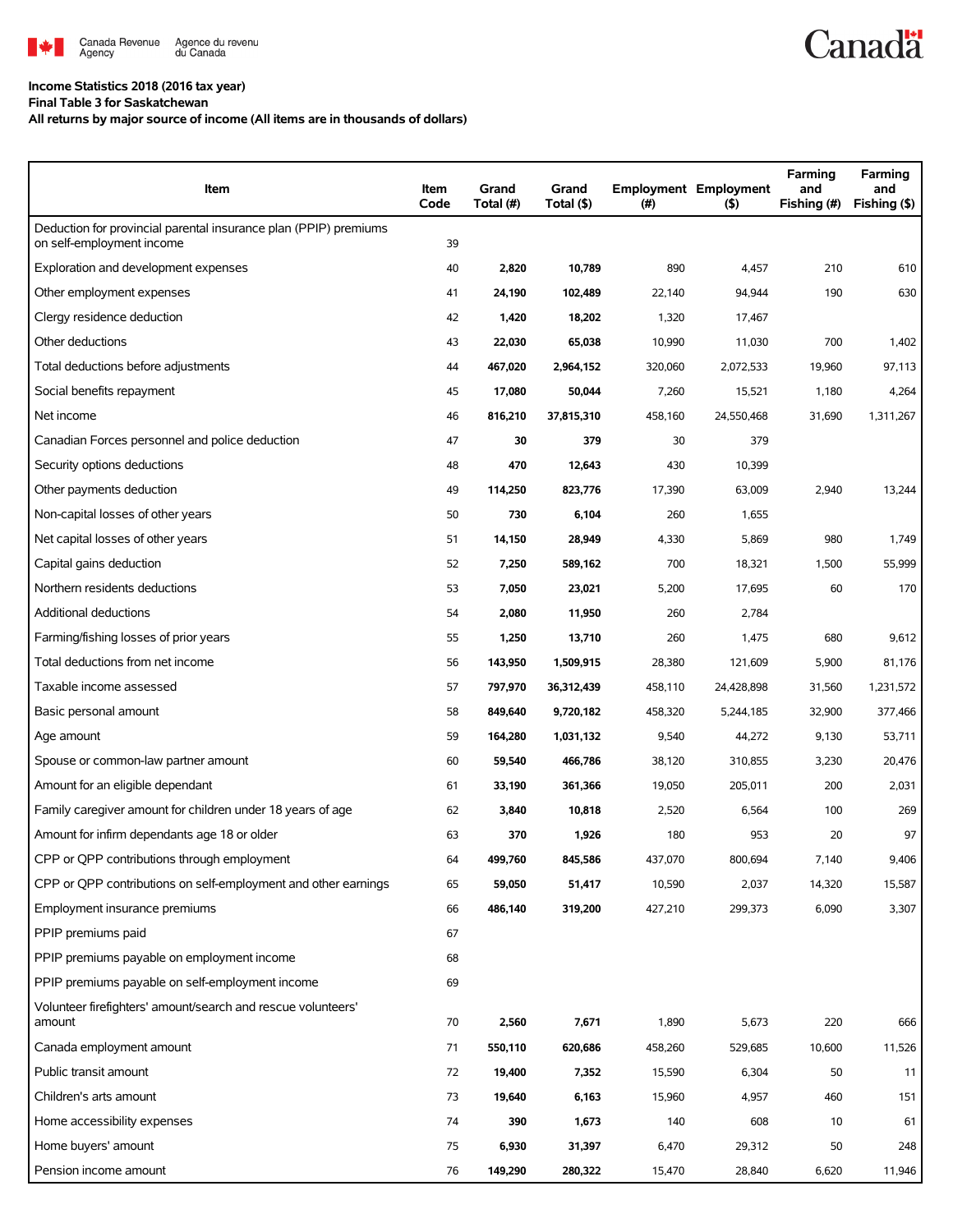**Income Statistics 2018 (2016 tax year)**

**Final Table 3 for Saskatchewan**

**All returns by major source of income (All items are in thousands of dollars)**

| Item | Item Code | Grand Total (#) | Grand Total ($) | Employment (#) | Employment ($) | Farming and Fishing (#) | Farming and Fishing ($) |
|---|---|---|---|---|---|---|---|
| Deduction for provincial parental insurance plan (PPIP) premiums on self-employment income | 39 | | | | | | |
| Exploration and development expenses | 40 | **2,820** | **10,789** | 890 | 4,457 | 210 | 610 |
| Other employment expenses | 41 | **24,190** | **102,489** | 22,140 | 94,944 | 190 | 630 |
| Clergy residence deduction | 42 | **1,420** | **18,202** | 1,320 | 17,467 | | |
| Other deductions | 43 | **22,030** | **65,038** | 10,990 | 11,030 | 700 | 1,402 |
| Total deductions before adjustments | 44 | **467,020** | **2,964,152** | 320,060 | 2,072,533 | 19,960 | 97,113 |
| Social benefits repayment | 45 | **17,080** | **50,044** | 7,260 | 15,521 | 1,180 | 4,264 |
| Net income | 46 | **816,210** | **37,815,310** | 458,160 | 24,550,468 | 31,690 | 1,311,267 |
| Canadian Forces personnel and police deduction | 47 | **30** | **379** | 30 | 379 | | |
| Security options deductions | 48 | **470** | **12,643** | 430 | 10,399 | | |
| Other payments deduction | 49 | **114,250** | **823,776** | 17,390 | 63,009 | 2,940 | 13,244 |
| Non-capital losses of other years | 50 | **730** | **6,104** | 260 | 1,655 | | |
| Net capital losses of other years | 51 | **14,150** | **28,949** | 4,330 | 5,869 | 980 | 1,749 |
| Capital gains deduction | 52 | **7,250** | **589,162** | 700 | 18,321 | 1,500 | 55,999 |
| Northern residents deductions | 53 | **7,050** | **23,021** | 5,200 | 17,695 | 60 | 170 |
| Additional deductions | 54 | **2,080** | **11,950** | 260 | 2,784 | | |
| Farming/fishing losses of prior years | 55 | **1,250** | **13,710** | 260 | 1,475 | 680 | 9,612 |
| Total deductions from net income | 56 | **143,950** | **1,509,915** | 28,380 | 121,609 | 5,900 | 81,176 |
| Taxable income assessed | 57 | **797,970** | **36,312,439** | 458,110 | 24,428,898 | 31,560 | 1,231,572 |
| Basic personal amount | 58 | **849,640** | **9,720,182** | 458,320 | 5,244,185 | 32,900 | 377,466 |
| Age amount | 59 | **164,280** | **1,031,132** | 9,540 | 44,272 | 9,130 | 53,711 |
| Spouse or common-law partner amount | 60 | **59,540** | **466,786** | 38,120 | 310,855 | 3,230 | 20,476 |
| Amount for an eligible dependant | 61 | **33,190** | **361,366** | 19,050 | 205,011 | 200 | 2,031 |
| Family caregiver amount for children under 18 years of age | 62 | **3,840** | **10,818** | 2,520 | 6,564 | 100 | 269 |
| Amount for infirm dependants age 18 or older | 63 | **370** | **1,926** | 180 | 953 | 20 | 97 |
| CPP or QPP contributions through employment | 64 | **499,760** | **845,586** | 437,070 | 800,694 | 7,140 | 9,406 |
| CPP or QPP contributions on self-employment and other earnings | 65 | **59,050** | **51,417** | 10,590 | 2,037 | 14,320 | 15,587 |
| Employment insurance premiums | 66 | **486,140** | **319,200** | 427,210 | 299,373 | 6,090 | 3,307 |
| PPIP premiums paid | 67 | | | | | | |
| PPIP premiums payable on employment income | 68 | | | | | | |
| PPIP premiums payable on self-employment income | 69 | | | | | | |
| Volunteer firefighters' amount/search and rescue volunteers' amount | 70 | **2,560** | **7,671** | 1,890 | 5,673 | 220 | 666 |
| Canada employment amount | 71 | **550,110** | **620,686** | 458,260 | 529,685 | 10,600 | 11,526 |
| Public transit amount | 72 | **19,400** | **7,352** | 15,590 | 6,304 | 50 | 11 |
| Children's arts amount | 73 | **19,640** | **6,163** | 15,960 | 4,957 | 460 | 151 |
| Home accessibility expenses | 74 | **390** | **1,673** | 140 | 608 | 10 | 61 |
| Home buyers' amount | 75 | **6,930** | **31,397** | 6,470 | 29,312 | 50 | 248 |
| Pension income amount | 76 | **149,290** | **280,322** | 15,470 | 28,840 | 6,620 | 11,946 |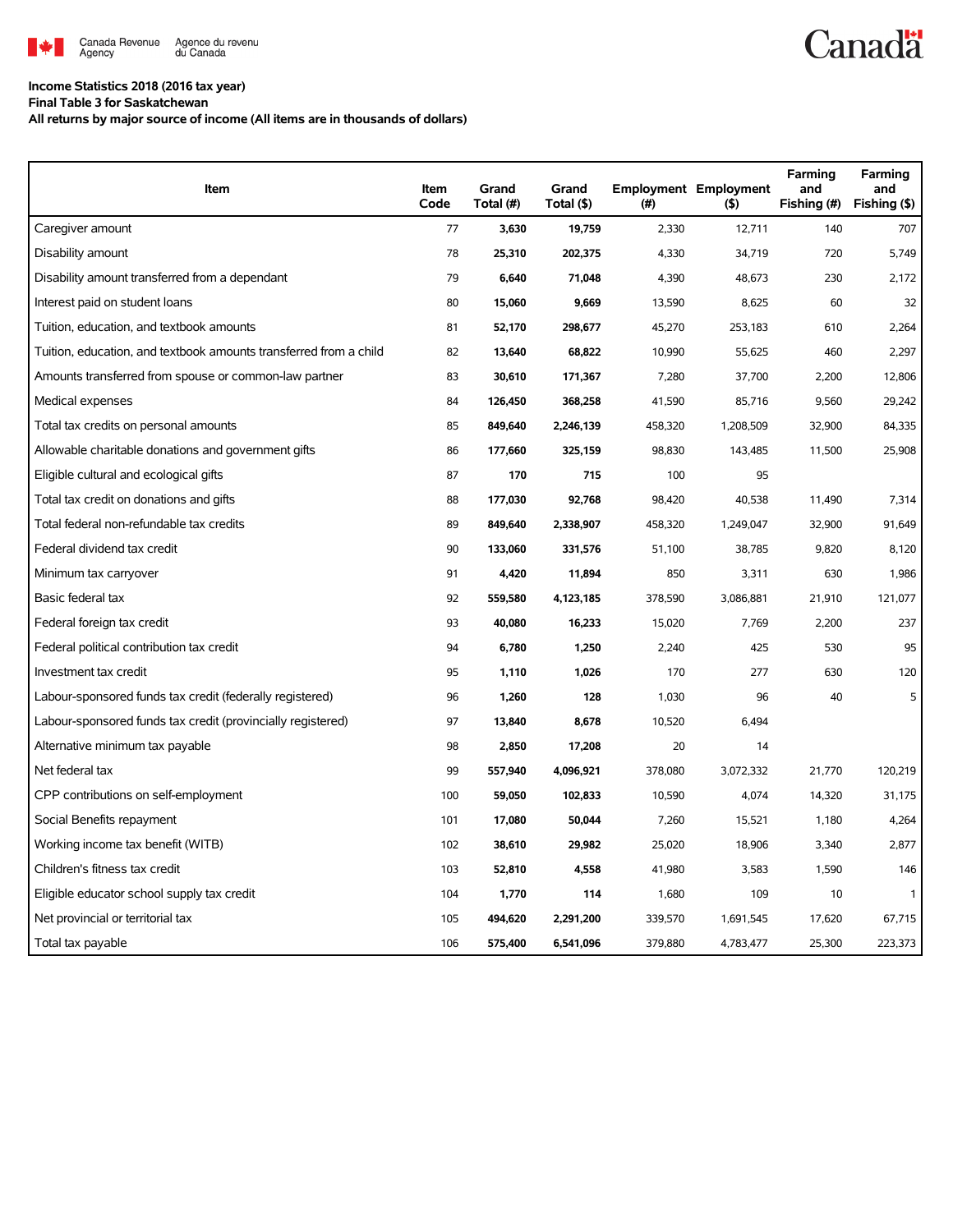**Income Statistics 2018 (2016 tax year)**
**Final Table 3 for Saskatchewan**
**All returns by major source of income (All items are in thousands of dollars)**

| Item | Item Code | Grand Total (#) | Grand Total ($) | Employment (#) | Employment ($) | Farming and Fishing (#) | Farming and Fishing ($) |
|---|---|---|---|---|---|---|---|
| Caregiver amount | 77 | **3,630** | **19,759** | 2,330 | 12,711 | 140 | 707 |
| Disability amount | 78 | **25,310** | **202,375** | 4,330 | 34,719 | 720 | 5,749 |
| Disability amount transferred from a dependant | 79 | **6,640** | **71,048** | 4,390 | 48,673 | 230 | 2,172 |
| Interest paid on student loans | 80 | **15,060** | **9,669** | 13,590 | 8,625 | 60 | 32 |
| Tuition, education, and textbook amounts | 81 | **52,170** | **298,677** | 45,270 | 253,183 | 610 | 2,264 |
| Tuition, education, and textbook amounts transferred from a child | 82 | **13,640** | **68,822** | 10,990 | 55,625 | 460 | 2,297 |
| Amounts transferred from spouse or common-law partner | 83 | **30,610** | **171,367** | 7,280 | 37,700 | 2,200 | 12,806 |
| Medical expenses | 84 | **126,450** | **368,258** | 41,590 | 85,716 | 9,560 | 29,242 |
| Total tax credits on personal amounts | 85 | **849,640** | **2,246,139** | 458,320 | 1,208,509 | 32,900 | 84,335 |
| Allowable charitable donations and government gifts | 86 | **177,660** | **325,159** | 98,830 | 143,485 | 11,500 | 25,908 |
| Eligible cultural and ecological gifts | 87 | **170** | **715** | 100 | 95 | | |
| Total tax credit on donations and gifts | 88 | **177,030** | **92,768** | 98,420 | 40,538 | 11,490 | 7,314 |
| Total federal non-refundable tax credits | 89 | **849,640** | **2,338,907** | 458,320 | 1,249,047 | 32,900 | 91,649 |
| Federal dividend tax credit | 90 | **133,060** | **331,576** | 51,100 | 38,785 | 9,820 | 8,120 |
| Minimum tax carryover | 91 | **4,420** | **11,894** | 850 | 3,311 | 630 | 1,986 |
| Basic federal tax | 92 | **559,580** | **4,123,185** | 378,590 | 3,086,881 | 21,910 | 121,077 |
| Federal foreign tax credit | 93 | **40,080** | **16,233** | 15,020 | 7,769 | 2,200 | 237 |
| Federal political contribution tax credit | 94 | **6,780** | **1,250** | 2,240 | 425 | 530 | 95 |
| Investment tax credit | 95 | **1,110** | **1,026** | 170 | 277 | 630 | 120 |
| Labour-sponsored funds tax credit (federally registered) | 96 | **1,260** | **128** | 1,030 | 96 | 40 | 5 |
| Labour-sponsored funds tax credit (provincially registered) | 97 | **13,840** | **8,678** | 10,520 | 6,494 | | |
| Alternative minimum tax payable | 98 | **2,850** | **17,208** | 20 | 14 | | |
| Net federal tax | 99 | **557,940** | **4,096,921** | 378,080 | 3,072,332 | 21,770 | 120,219 |
| CPP contributions on self-employment | 100 | **59,050** | **102,833** | 10,590 | 4,074 | 14,320 | 31,175 |
| Social Benefits repayment | 101 | **17,080** | **50,044** | 7,260 | 15,521 | 1,180 | 4,264 |
| Working income tax benefit (WITB) | 102 | **38,610** | **29,982** | 25,020 | 18,906 | 3,340 | 2,877 |
| Children's fitness tax credit | 103 | **52,810** | **4,558** | 41,980 | 3,583 | 1,590 | 146 |
| Eligible educator school supply tax credit | 104 | **1,770** | **114** | 1,680 | 109 | 10 | 1 |
| Net provincial or territorial tax | 105 | **494,620** | **2,291,200** | 339,570 | 1,691,545 | 17,620 | 67,715 |
| Total tax payable | 106 | **575,400** | **6,541,096** | 379,880 | 4,783,477 | 25,300 | 223,373 |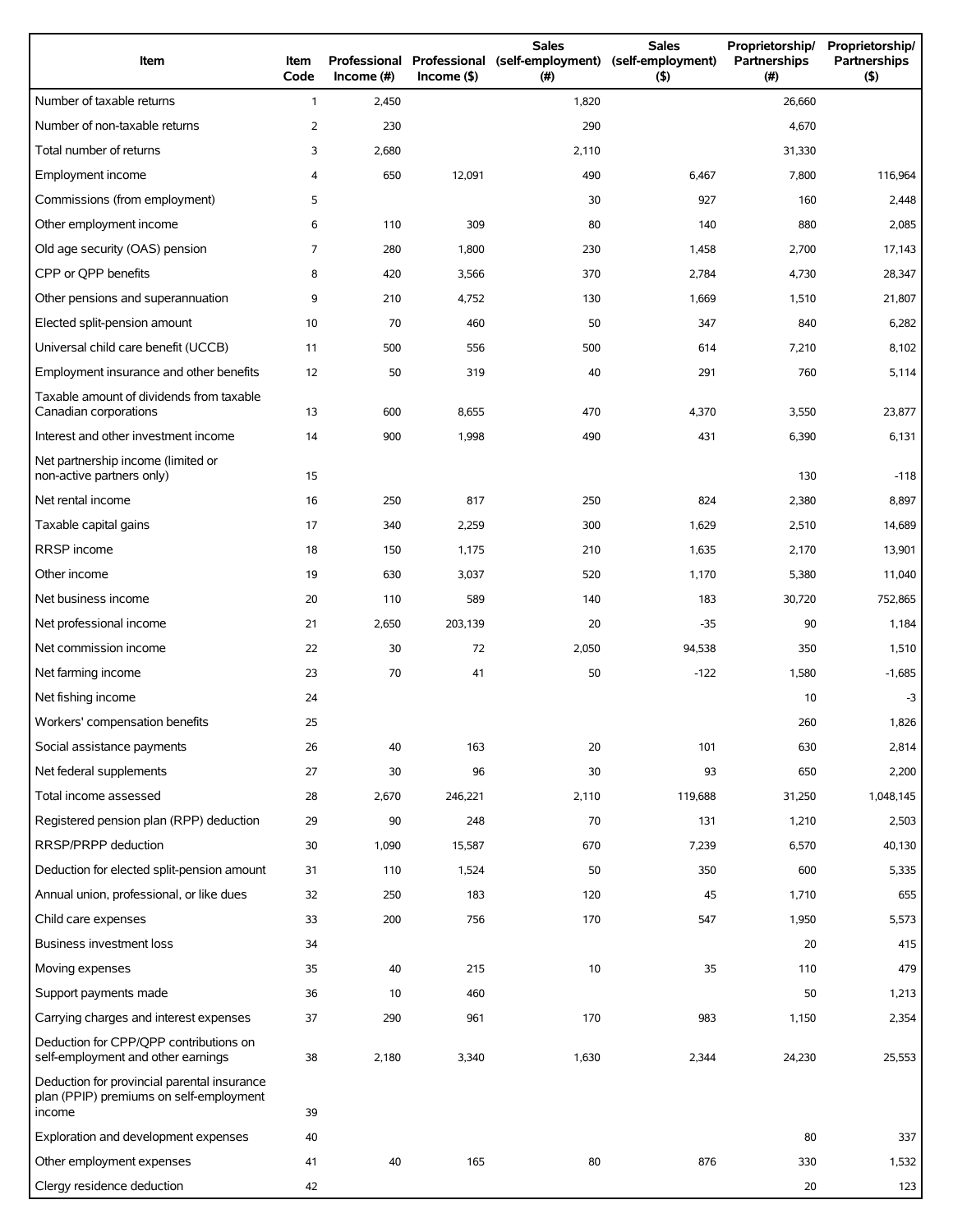| Item | Item Code | Professional Income (#) | Professional Income ($) | Sales (self-employment) (#) | Sales (self-employment) ($) | Proprietorship/ Partnerships (#) | Proprietorship/ Partnerships ($) |
|---|---|---|---|---|---|---|---|
| Number of taxable returns | 1 | 2,450 | | 1,820 | | 26,660 | |
| Number of non-taxable returns | 2 | 230 | | 290 | | 4,670 | |
| Total number of returns | 3 | 2,680 | | 2,110 | | 31,330 | |
| Employment income | 4 | 650 | 12,091 | 490 | 6,467 | 7,800 | 116,964 |
| Commissions (from employment) | 5 | | | 30 | 927 | 160 | 2,448 |
| Other employment income | 6 | 110 | 309 | 80 | 140 | 880 | 2,085 |
| Old age security (OAS) pension | 7 | 280 | 1,800 | 230 | 1,458 | 2,700 | 17,143 |
| CPP or QPP benefits | 8 | 420 | 3,566 | 370 | 2,784 | 4,730 | 28,347 |
| Other pensions and superannuation | 9 | 210 | 4,752 | 130 | 1,669 | 1,510 | 21,807 |
| Elected split-pension amount | 10 | 70 | 460 | 50 | 347 | 840 | 6,282 |
| Universal child care benefit (UCCB) | 11 | 500 | 556 | 500 | 614 | 7,210 | 8,102 |
| Employment insurance and other benefits | 12 | 50 | 319 | 40 | 291 | 760 | 5,114 |
| Taxable amount of dividends from taxable Canadian corporations | 13 | 600 | 8,655 | 470 | 4,370 | 3,550 | 23,877 |
| Interest and other investment income | 14 | 900 | 1,998 | 490 | 431 | 6,390 | 6,131 |
| Net partnership income (limited or non-active partners only) | 15 | | | | | 130 | -118 |
| Net rental income | 16 | 250 | 817 | 250 | 824 | 2,380 | 8,897 |
| Taxable capital gains | 17 | 340 | 2,259 | 300 | 1,629 | 2,510 | 14,689 |
| RRSP income | 18 | 150 | 1,175 | 210 | 1,635 | 2,170 | 13,901 |
| Other income | 19 | 630 | 3,037 | 520 | 1,170 | 5,380 | 11,040 |
| Net business income | 20 | 110 | 589 | 140 | 183 | 30,720 | 752,865 |
| Net professional income | 21 | 2,650 | 203,139 | 20 | -35 | 90 | 1,184 |
| Net commission income | 22 | 30 | 72 | 2,050 | 94,538 | 350 | 1,510 |
| Net farming income | 23 | 70 | 41 | 50 | -122 | 1,580 | -1,685 |
| Net fishing income | 24 | | | | | 10 | -3 |
| Workers' compensation benefits | 25 | | | | | 260 | 1,826 |
| Social assistance payments | 26 | 40 | 163 | 20 | 101 | 630 | 2,814 |
| Net federal supplements | 27 | 30 | 96 | 30 | 93 | 650 | 2,200 |
| Total income assessed | 28 | 2,670 | 246,221 | 2,110 | 119,688 | 31,250 | 1,048,145 |
| Registered pension plan (RPP) deduction | 29 | 90 | 248 | 70 | 131 | 1,210 | 2,503 |
| RRSP/PRPP deduction | 30 | 1,090 | 15,587 | 670 | 7,239 | 6,570 | 40,130 |
| Deduction for elected split-pension amount | 31 | 110 | 1,524 | 50 | 350 | 600 | 5,335 |
| Annual union, professional, or like dues | 32 | 250 | 183 | 120 | 45 | 1,710 | 655 |
| Child care expenses | 33 | 200 | 756 | 170 | 547 | 1,950 | 5,573 |
| Business investment loss | 34 | | | | | 20 | 415 |
| Moving expenses | 35 | 40 | 215 | 10 | 35 | 110 | 479 |
| Support payments made | 36 | 10 | 460 | | | 50 | 1,213 |
| Carrying charges and interest expenses | 37 | 290 | 961 | 170 | 983 | 1,150 | 2,354 |
| Deduction for CPP/QPP contributions on self-employment and other earnings | 38 | 2,180 | 3,340 | 1,630 | 2,344 | 24,230 | 25,553 |
| Deduction for provincial parental insurance plan (PPIP) premiums on self-employment income | 39 | | | | | | |
| Exploration and development expenses | 40 | | | | | 80 | 337 |
| Other employment expenses | 41 | 40 | 165 | 80 | 876 | 330 | 1,532 |
| Clergy residence deduction | 42 | | | | | 20 | 123 |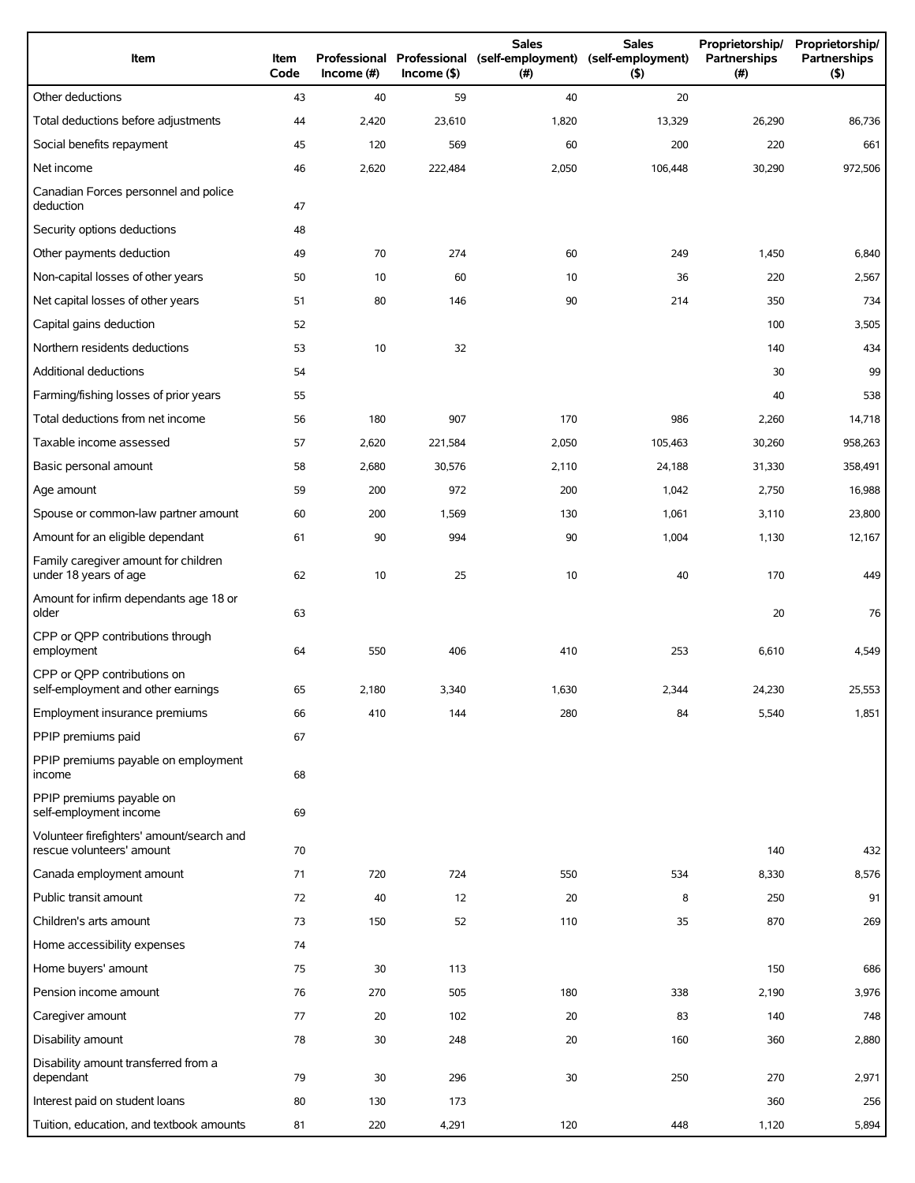| Item | Item Code | Professional Income (#) | Professional Income ($) | Sales (self-employment) (#) | Sales (self-employment) ($) | Proprietorship/ Partnerships (#) | Proprietorship/ Partnerships ($) |
|---|---|---|---|---|---|---|---|
| Other deductions | 43 | 40 | 59 | 40 | 20 | | |
| Total deductions before adjustments | 44 | 2,420 | 23,610 | 1,820 | 13,329 | 26,290 | 86,736 |
| Social benefits repayment | 45 | 120 | 569 | 60 | 200 | 220 | 661 |
| Net income | 46 | 2,620 | 222,484 | 2,050 | 106,448 | 30,290 | 972,506 |
| Canadian Forces personnel and police deduction | 47 | | | | | | |
| Security options deductions | 48 | | | | | | |
| Other payments deduction | 49 | 70 | 274 | 60 | 249 | 1,450 | 6,840 |
| Non-capital losses of other years | 50 | 10 | 60 | 10 | 36 | 220 | 2,567 |
| Net capital losses of other years | 51 | 80 | 146 | 90 | 214 | 350 | 734 |
| Capital gains deduction | 52 | | | | | 100 | 3,505 |
| Northern residents deductions | 53 | 10 | 32 | | | 140 | 434 |
| Additional deductions | 54 | | | | | 30 | 99 |
| Farming/fishing losses of prior years | 55 | | | | | 40 | 538 |
| Total deductions from net income | 56 | 180 | 907 | 170 | 986 | 2,260 | 14,718 |
| Taxable income assessed | 57 | 2,620 | 221,584 | 2,050 | 105,463 | 30,260 | 958,263 |
| Basic personal amount | 58 | 2,680 | 30,576 | 2,110 | 24,188 | 31,330 | 358,491 |
| Age amount | 59 | 200 | 972 | 200 | 1,042 | 2,750 | 16,988 |
| Spouse or common-law partner amount | 60 | 200 | 1,569 | 130 | 1,061 | 3,110 | 23,800 |
| Amount for an eligible dependant | 61 | 90 | 994 | 90 | 1,004 | 1,130 | 12,167 |
| Family caregiver amount for children under 18 years of age | 62 | 10 | 25 | 10 | 40 | 170 | 449 |
| Amount for infirm dependants age 18 or older | 63 | | | | | 20 | 76 |
| CPP or QPP contributions through employment | 64 | 550 | 406 | 410 | 253 | 6,610 | 4,549 |
| CPP or QPP contributions on self-employment and other earnings | 65 | 2,180 | 3,340 | 1,630 | 2,344 | 24,230 | 25,553 |
| Employment insurance premiums | 66 | 410 | 144 | 280 | 84 | 5,540 | 1,851 |
| PPIP premiums paid | 67 | | | | | | |
| PPIP premiums payable on employment income | 68 | | | | | | |
| PPIP premiums payable on self-employment income | 69 | | | | | | |
| Volunteer firefighters' amount/search and rescue volunteers' amount | 70 | | | | | 140 | 432 |
| Canada employment amount | 71 | 720 | 724 | 550 | 534 | 8,330 | 8,576 |
| Public transit amount | 72 | 40 | 12 | 20 | 8 | 250 | 91 |
| Children's arts amount | 73 | 150 | 52 | 110 | 35 | 870 | 269 |
| Home accessibility expenses | 74 | | | | | | |
| Home buyers' amount | 75 | 30 | 113 | | | 150 | 686 |
| Pension income amount | 76 | 270 | 505 | 180 | 338 | 2,190 | 3,976 |
| Caregiver amount | 77 | 20 | 102 | 20 | 83 | 140 | 748 |
| Disability amount | 78 | 30 | 248 | 20 | 160 | 360 | 2,880 |
| Disability amount transferred from a dependant | 79 | 30 | 296 | 30 | 250 | 270 | 2,971 |
| Interest paid on student loans | 80 | 130 | 173 | | | 360 | 256 |
| Tuition, education, and textbook amounts | 81 | 220 | 4,291 | 120 | 448 | 1,120 | 5,894 |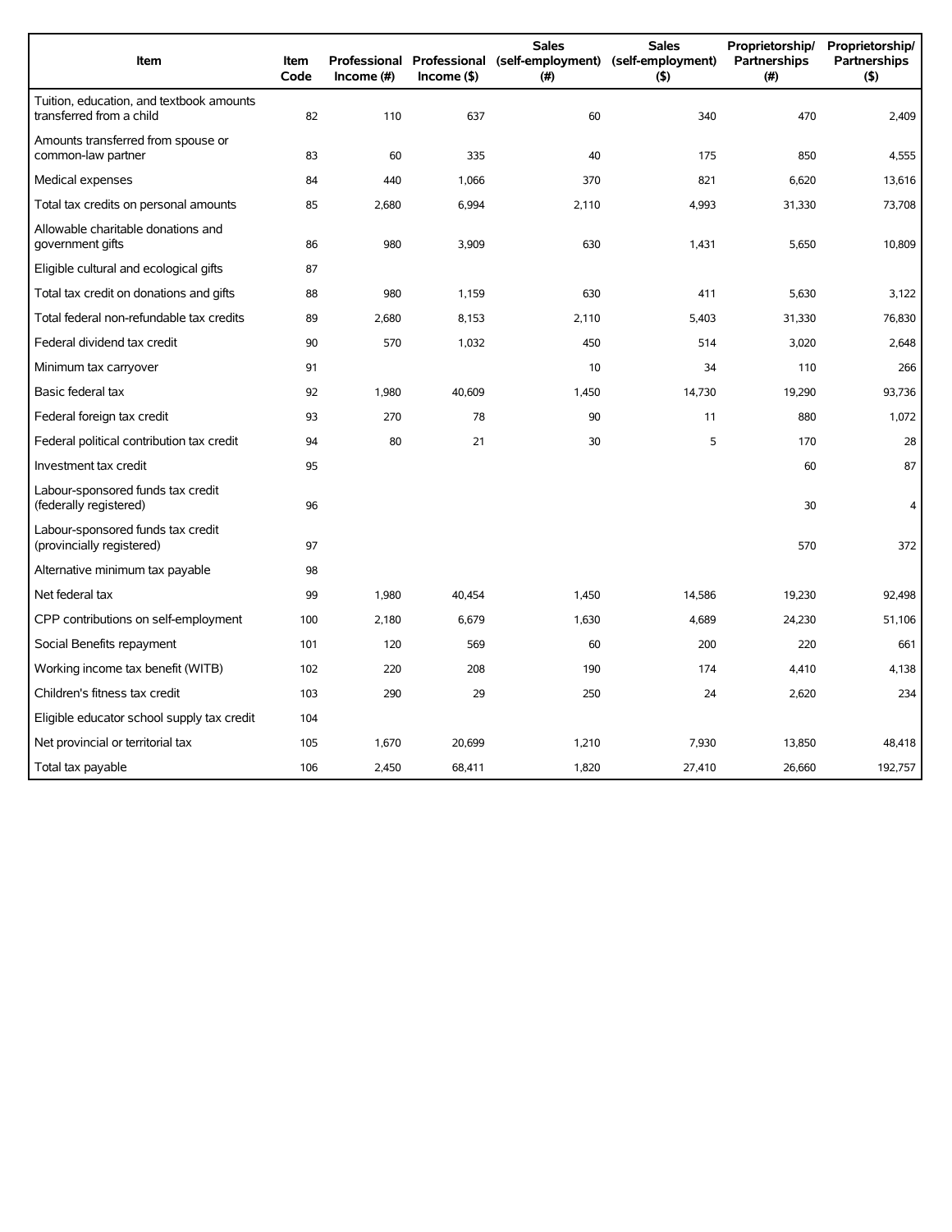| Item | Item Code | Professional Income (#) | Professional Income ($) | Sales (self-employment) (#) | Sales (self-employment) ($) | Proprietorship/ Partnerships (#) | Proprietorship/ Partnerships ($) |
|---|---|---|---|---|---|---|---|
| Tuition, education, and textbook amounts transferred from a child | 82 | 110 | 637 | 60 | 340 | 470 | 2,409 |
| Amounts transferred from spouse or common-law partner | 83 | 60 | 335 | 40 | 175 | 850 | 4,555 |
| Medical expenses | 84 | 440 | 1,066 | 370 | 821 | 6,620 | 13,616 |
| Total tax credits on personal amounts | 85 | 2,680 | 6,994 | 2,110 | 4,993 | 31,330 | 73,708 |
| Allowable charitable donations and government gifts | 86 | 980 | 3,909 | 630 | 1,431 | 5,650 | 10,809 |
| Eligible cultural and ecological gifts | 87 | | | | | | |
| Total tax credit on donations and gifts | 88 | 980 | 1,159 | 630 | 411 | 5,630 | 3,122 |
| Total federal non-refundable tax credits | 89 | 2,680 | 8,153 | 2,110 | 5,403 | 31,330 | 76,830 |
| Federal dividend tax credit | 90 | 570 | 1,032 | 450 | 514 | 3,020 | 2,648 |
| Minimum tax carryover | 91 | | | 10 | 34 | 110 | 266 |
| Basic federal tax | 92 | 1,980 | 40,609 | 1,450 | 14,730 | 19,290 | 93,736 |
| Federal foreign tax credit | 93 | 270 | 78 | 90 | 11 | 880 | 1,072 |
| Federal political contribution tax credit | 94 | 80 | 21 | 30 | 5 | 170 | 28 |
| Investment tax credit | 95 | | | | | 60 | 87 |
| Labour-sponsored funds tax credit (federally registered) | 96 | | | | | 30 | 4 |
| Labour-sponsored funds tax credit (provincially registered) | 97 | | | | | 570 | 372 |
| Alternative minimum tax payable | 98 | | | | | | |
| Net federal tax | 99 | 1,980 | 40,454 | 1,450 | 14,586 | 19,230 | 92,498 |
| CPP contributions on self-employment | 100 | 2,180 | 6,679 | 1,630 | 4,689 | 24,230 | 51,106 |
| Social Benefits repayment | 101 | 120 | 569 | 60 | 200 | 220 | 661 |
| Working income tax benefit (WITB) | 102 | 220 | 208 | 190 | 174 | 4,410 | 4,138 |
| Children's fitness tax credit | 103 | 290 | 29 | 250 | 24 | 2,620 | 234 |
| Eligible educator school supply tax credit | 104 | | | | | | |
| Net provincial or territorial tax | 105 | 1,670 | 20,699 | 1,210 | 7,930 | 13,850 | 48,418 |
| Total tax payable | 106 | 2,450 | 68,411 | 1,820 | 27,410 | 26,660 | 192,757 |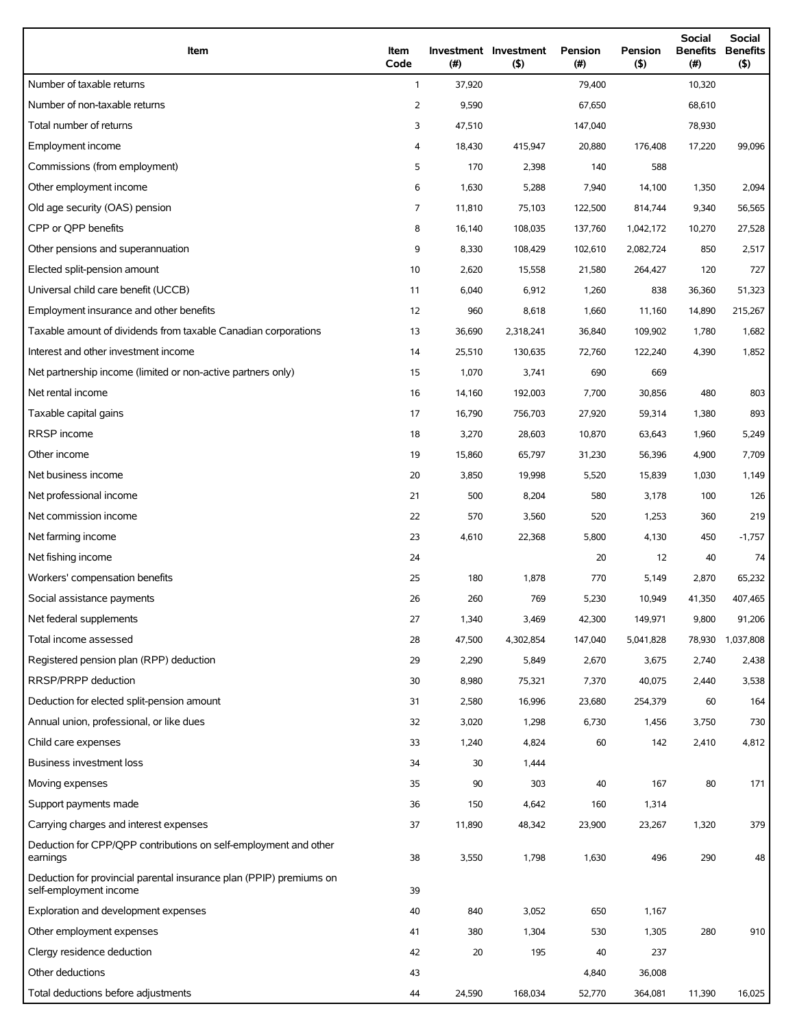| Item | Item Code | Investment (#) | Investment ($) | Pension (#) | Pension ($) | Social Benefits (#) | Social Benefits ($) |
|---|---|---|---|---|---|---|---|
| Number of taxable returns | 1 | 37,920 | | 79,400 | | 10,320 | |
| Number of non-taxable returns | 2 | 9,590 | | 67,650 | | 68,610 | |
| Total number of returns | 3 | 47,510 | | 147,040 | | 78,930 | |
| Employment income | 4 | 18,430 | 415,947 | 20,880 | 176,408 | 17,220 | 99,096 |
| Commissions (from employment) | 5 | 170 | 2,398 | 140 | 588 | | |
| Other employment income | 6 | 1,630 | 5,288 | 7,940 | 14,100 | 1,350 | 2,094 |
| Old age security (OAS) pension | 7 | 11,810 | 75,103 | 122,500 | 814,744 | 9,340 | 56,565 |
| CPP or QPP benefits | 8 | 16,140 | 108,035 | 137,760 | 1,042,172 | 10,270 | 27,528 |
| Other pensions and superannuation | 9 | 8,330 | 108,429 | 102,610 | 2,082,724 | 850 | 2,517 |
| Elected split-pension amount | 10 | 2,620 | 15,558 | 21,580 | 264,427 | 120 | 727 |
| Universal child care benefit (UCCB) | 11 | 6,040 | 6,912 | 1,260 | 838 | 36,360 | 51,323 |
| Employment insurance and other benefits | 12 | 960 | 8,618 | 1,660 | 11,160 | 14,890 | 215,267 |
| Taxable amount of dividends from taxable Canadian corporations | 13 | 36,690 | 2,318,241 | 36,840 | 109,902 | 1,780 | 1,682 |
| Interest and other investment income | 14 | 25,510 | 130,635 | 72,760 | 122,240 | 4,390 | 1,852 |
| Net partnership income (limited or non-active partners only) | 15 | 1,070 | 3,741 | 690 | 669 | | |
| Net rental income | 16 | 14,160 | 192,003 | 7,700 | 30,856 | 480 | 803 |
| Taxable capital gains | 17 | 16,790 | 756,703 | 27,920 | 59,314 | 1,380 | 893 |
| RRSP income | 18 | 3,270 | 28,603 | 10,870 | 63,643 | 1,960 | 5,249 |
| Other income | 19 | 15,860 | 65,797 | 31,230 | 56,396 | 4,900 | 7,709 |
| Net business income | 20 | 3,850 | 19,998 | 5,520 | 15,839 | 1,030 | 1,149 |
| Net professional income | 21 | 500 | 8,204 | 580 | 3,178 | 100 | 126 |
| Net commission income | 22 | 570 | 3,560 | 520 | 1,253 | 360 | 219 |
| Net farming income | 23 | 4,610 | 22,368 | 5,800 | 4,130 | 450 | -1,757 |
| Net fishing income | 24 | | | 20 | 12 | 40 | 74 |
| Workers' compensation benefits | 25 | 180 | 1,878 | 770 | 5,149 | 2,870 | 65,232 |
| Social assistance payments | 26 | 260 | 769 | 5,230 | 10,949 | 41,350 | 407,465 |
| Net federal supplements | 27 | 1,340 | 3,469 | 42,300 | 149,971 | 9,800 | 91,206 |
| Total income assessed | 28 | 47,500 | 4,302,854 | 147,040 | 5,041,828 | 78,930 | 1,037,808 |
| Registered pension plan (RPP) deduction | 29 | 2,290 | 5,849 | 2,670 | 3,675 | 2,740 | 2,438 |
| RRSP/PRPP deduction | 30 | 8,980 | 75,321 | 7,370 | 40,075 | 2,440 | 3,538 |
| Deduction for elected split-pension amount | 31 | 2,580 | 16,996 | 23,680 | 254,379 | 60 | 164 |
| Annual union, professional, or like dues | 32 | 3,020 | 1,298 | 6,730 | 1,456 | 3,750 | 730 |
| Child care expenses | 33 | 1,240 | 4,824 | 60 | 142 | 2,410 | 4,812 |
| Business investment loss | 34 | 30 | 1,444 | | | | |
| Moving expenses | 35 | 90 | 303 | 40 | 167 | 80 | 171 |
| Support payments made | 36 | 150 | 4,642 | 160 | 1,314 | | |
| Carrying charges and interest expenses | 37 | 11,890 | 48,342 | 23,900 | 23,267 | 1,320 | 379 |
| Deduction for CPP/QPP contributions on self-employment and other earnings | 38 | 3,550 | 1,798 | 1,630 | 496 | 290 | 48 |
| Deduction for provincial parental insurance plan (PPIP) premiums on self-employment income | 39 | | | | | | |
| Exploration and development expenses | 40 | 840 | 3,052 | 650 | 1,167 | | |
| Other employment expenses | 41 | 380 | 1,304 | 530 | 1,305 | 280 | 910 |
| Clergy residence deduction | 42 | 20 | 195 | 40 | 237 | | |
| Other deductions | 43 | | | 4,840 | 36,008 | | |
| Total deductions before adjustments | 44 | 24,590 | 168,034 | 52,770 | 364,081 | 11,390 | 16,025 |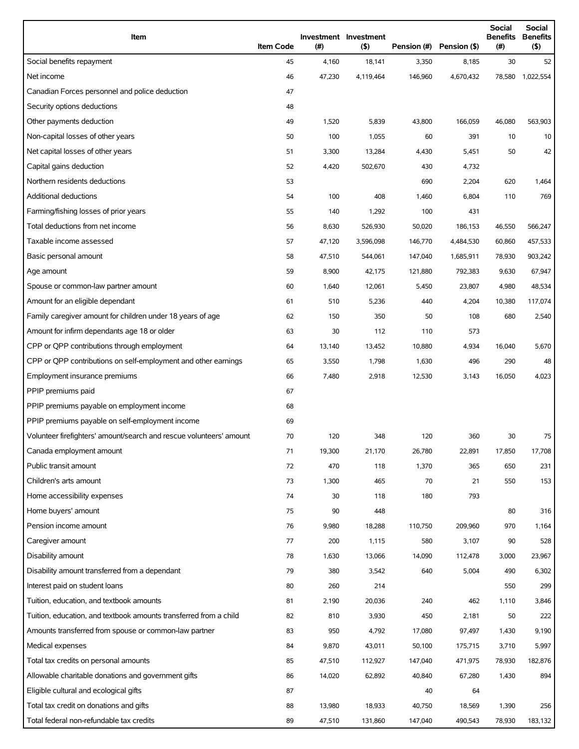| Item | Item Code | Investment (#) | Investment ($) | Pension (#) | Pension ($) | Social Benefits (#) | Social Benefits ($) |
|---|---|---|---|---|---|---|---|
| Social benefits repayment | 45 | 4,160 | 18,141 | 3,350 | 8,185 | 30 | 52 |
| Net income | 46 | 47,230 | 4,119,464 | 146,960 | 4,670,432 | 78,580 | 1,022,554 |
| Canadian Forces personnel and police deduction | 47 | | | | | | |
| Security options deductions | 48 | | | | | | |
| Other payments deduction | 49 | 1,520 | 5,839 | 43,800 | 166,059 | 46,080 | 563,903 |
| Non-capital losses of other years | 50 | 100 | 1,055 | 60 | 391 | 10 | 10 |
| Net capital losses of other years | 51 | 3,300 | 13,284 | 4,430 | 5,451 | 50 | 42 |
| Capital gains deduction | 52 | 4,420 | 502,670 | 430 | 4,732 | | |
| Northern residents deductions | 53 | | | 690 | 2,204 | 620 | 1,464 |
| Additional deductions | 54 | 100 | 408 | 1,460 | 6,804 | 110 | 769 |
| Farming/fishing losses of prior years | 55 | 140 | 1,292 | 100 | 431 | | |
| Total deductions from net income | 56 | 8,630 | 526,930 | 50,020 | 186,153 | 46,550 | 566,247 |
| Taxable income assessed | 57 | 47,120 | 3,596,098 | 146,770 | 4,484,530 | 60,860 | 457,533 |
| Basic personal amount | 58 | 47,510 | 544,061 | 147,040 | 1,685,911 | 78,930 | 903,242 |
| Age amount | 59 | 8,900 | 42,175 | 121,880 | 792,383 | 9,630 | 67,947 |
| Spouse or common-law partner amount | 60 | 1,640 | 12,061 | 5,450 | 23,807 | 4,980 | 48,534 |
| Amount for an eligible dependant | 61 | 510 | 5,236 | 440 | 4,204 | 10,380 | 117,074 |
| Family caregiver amount for children under 18 years of age | 62 | 150 | 350 | 50 | 108 | 680 | 2,540 |
| Amount for infirm dependants age 18 or older | 63 | 30 | 112 | 110 | 573 | | |
| CPP or QPP contributions through employment | 64 | 13,140 | 13,452 | 10,880 | 4,934 | 16,040 | 5,670 |
| CPP or QPP contributions on self-employment and other earnings | 65 | 3,550 | 1,798 | 1,630 | 496 | 290 | 48 |
| Employment insurance premiums | 66 | 7,480 | 2,918 | 12,530 | 3,143 | 16,050 | 4,023 |
| PPIP premiums paid | 67 | | | | | | |
| PPIP premiums payable on employment income | 68 | | | | | | |
| PPIP premiums payable on self-employment income | 69 | | | | | | |
| Volunteer firefighters' amount/search and rescue volunteers' amount | 70 | 120 | 348 | 120 | 360 | 30 | 75 |
| Canada employment amount | 71 | 19,300 | 21,170 | 26,780 | 22,891 | 17,850 | 17,708 |
| Public transit amount | 72 | 470 | 118 | 1,370 | 365 | 650 | 231 |
| Children's arts amount | 73 | 1,300 | 465 | 70 | 21 | 550 | 153 |
| Home accessibility expenses | 74 | 30 | 118 | 180 | 793 | | |
| Home buyers' amount | 75 | 90 | 448 | | | 80 | 316 |
| Pension income amount | 76 | 9,980 | 18,288 | 110,750 | 209,960 | 970 | 1,164 |
| Caregiver amount | 77 | 200 | 1,115 | 580 | 3,107 | 90 | 528 |
| Disability amount | 78 | 1,630 | 13,066 | 14,090 | 112,478 | 3,000 | 23,967 |
| Disability amount transferred from a dependant | 79 | 380 | 3,542 | 640 | 5,004 | 490 | 6,302 |
| Interest paid on student loans | 80 | 260 | 214 | | | 550 | 299 |
| Tuition, education, and textbook amounts | 81 | 2,190 | 20,036 | 240 | 462 | 1,110 | 3,846 |
| Tuition, education, and textbook amounts transferred from a child | 82 | 810 | 3,930 | 450 | 2,181 | 50 | 222 |
| Amounts transferred from spouse or common-law partner | 83 | 950 | 4,792 | 17,080 | 97,497 | 1,430 | 9,190 |
| Medical expenses | 84 | 9,870 | 43,011 | 50,100 | 175,715 | 3,710 | 5,997 |
| Total tax credits on personal amounts | 85 | 47,510 | 112,927 | 147,040 | 471,975 | 78,930 | 182,876 |
| Allowable charitable donations and government gifts | 86 | 14,020 | 62,892 | 40,840 | 67,280 | 1,430 | 894 |
| Eligible cultural and ecological gifts | 87 | | | 40 | 64 | | |
| Total tax credit on donations and gifts | 88 | 13,980 | 18,933 | 40,750 | 18,569 | 1,390 | 256 |
| Total federal non-refundable tax credits | 89 | 47,510 | 131,860 | 147,040 | 490,543 | 78,930 | 183,132 |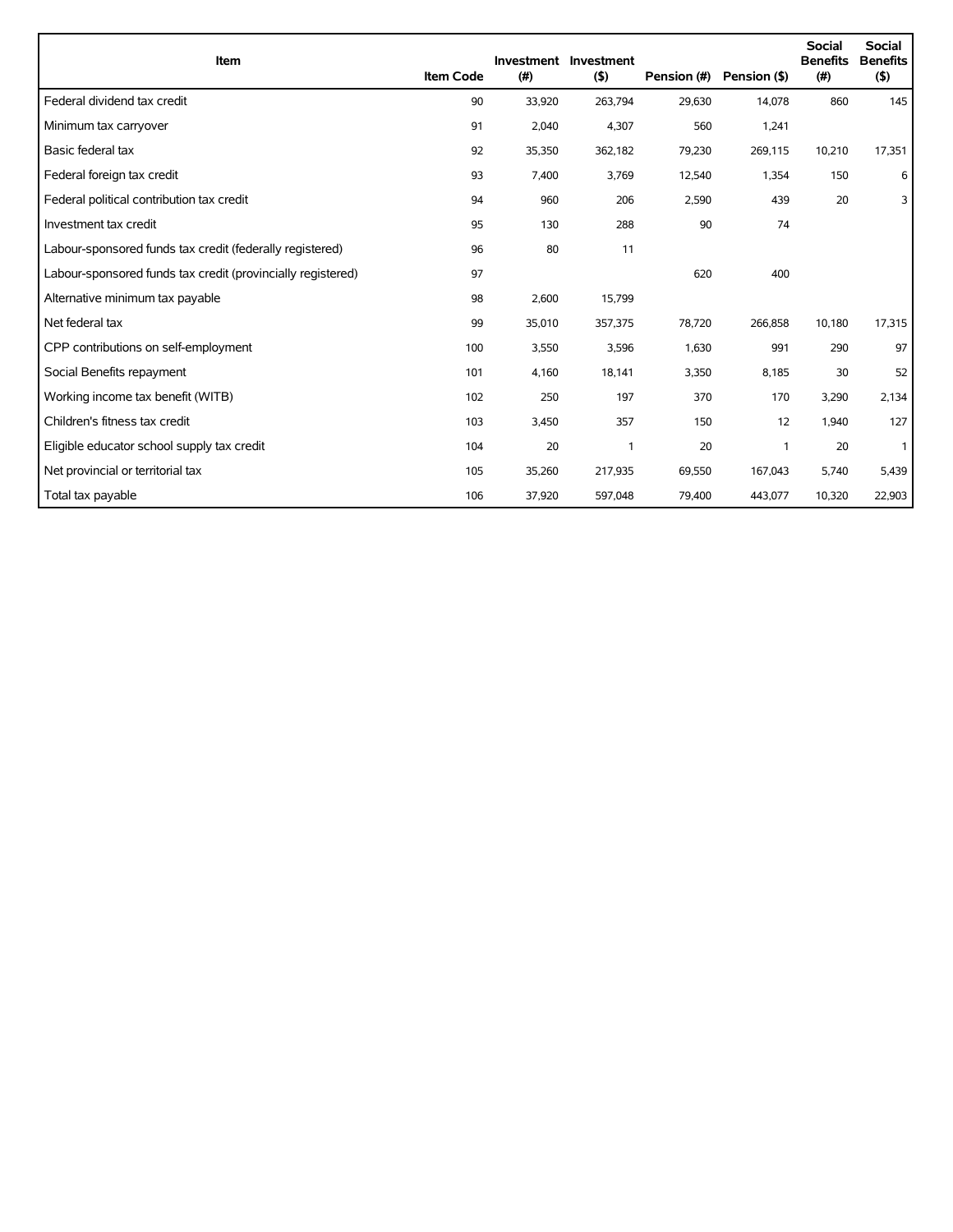| Item | Item Code | Investment (#) | Investment ($) | Pension (#) | Pension ($) | Social Benefits (#) | Social Benefits ($) |
|---|---|---|---|---|---|---|---|
| Federal dividend tax credit | 90 | 33,920 | 263,794 | 29,630 | 14,078 | 860 | 145 |
| Minimum tax carryover | 91 | 2,040 | 4,307 | 560 | 1,241 | | |
| Basic federal tax | 92 | 35,350 | 362,182 | 79,230 | 269,115 | 10,210 | 17,351 |
| Federal foreign tax credit | 93 | 7,400 | 3,769 | 12,540 | 1,354 | 150 | 6 |
| Federal political contribution tax credit | 94 | 960 | 206 | 2,590 | 439 | 20 | 3 |
| Investment tax credit | 95 | 130 | 288 | 90 | 74 | | |
| Labour-sponsored funds tax credit (federally registered) | 96 | 80 | 11 | | | | |
| Labour-sponsored funds tax credit (provincially registered) | 97 | | | 620 | 400 | | |
| Alternative minimum tax payable | 98 | 2,600 | 15,799 | | | | |
| Net federal tax | 99 | 35,010 | 357,375 | 78,720 | 266,858 | 10,180 | 17,315 |
| CPP contributions on self-employment | 100 | 3,550 | 3,596 | 1,630 | 991 | 290 | 97 |
| Social Benefits repayment | 101 | 4,160 | 18,141 | 3,350 | 8,185 | 30 | 52 |
| Working income tax benefit (WITB) | 102 | 250 | 197 | 370 | 170 | 3,290 | 2,134 |
| Children's fitness tax credit | 103 | 3,450 | 357 | 150 | 12 | 1,940 | 127 |
| Eligible educator school supply tax credit | 104 | 20 | 1 | 20 | 1 | 20 | 1 |
| Net provincial or territorial tax | 105 | 35,260 | 217,935 | 69,550 | 167,043 | 5,740 | 5,439 |
| Total tax payable | 106 | 37,920 | 597,048 | 79,400 | 443,077 | 10,320 | 22,903 |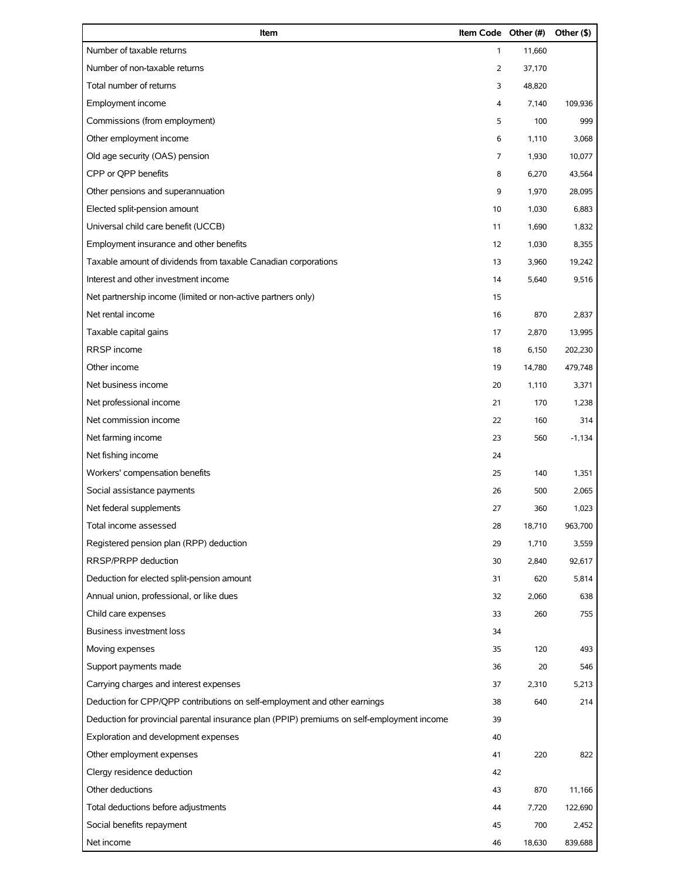| Item | Item Code | Other (#) | Other ($) |
|---|---|---|---|
| Number of taxable returns | 1 | 11,660 | |
| Number of non-taxable returns | 2 | 37,170 | |
| Total number of returns | 3 | 48,820 | |
| Employment income | 4 | 7,140 | 109,936 |
| Commissions (from employment) | 5 | 100 | 999 |
| Other employment income | 6 | 1,110 | 3,068 |
| Old age security (OAS) pension | 7 | 1,930 | 10,077 |
| CPP or QPP benefits | 8 | 6,270 | 43,564 |
| Other pensions and superannuation | 9 | 1,970 | 28,095 |
| Elected split-pension amount | 10 | 1,030 | 6,883 |
| Universal child care benefit (UCCB) | 11 | 1,690 | 1,832 |
| Employment insurance and other benefits | 12 | 1,030 | 8,355 |
| Taxable amount of dividends from taxable Canadian corporations | 13 | 3,960 | 19,242 |
| Interest and other investment income | 14 | 5,640 | 9,516 |
| Net partnership income (limited or non-active partners only) | 15 | | |
| Net rental income | 16 | 870 | 2,837 |
| Taxable capital gains | 17 | 2,870 | 13,995 |
| RRSP income | 18 | 6,150 | 202,230 |
| Other income | 19 | 14,780 | 479,748 |
| Net business income | 20 | 1,110 | 3,371 |
| Net professional income | 21 | 170 | 1,238 |
| Net commission income | 22 | 160 | 314 |
| Net farming income | 23 | 560 | -1,134 |
| Net fishing income | 24 | | |
| Workers' compensation benefits | 25 | 140 | 1,351 |
| Social assistance payments | 26 | 500 | 2,065 |
| Net federal supplements | 27 | 360 | 1,023 |
| Total income assessed | 28 | 18,710 | 963,700 |
| Registered pension plan (RPP) deduction | 29 | 1,710 | 3,559 |
| RRSP/PRPP deduction | 30 | 2,840 | 92,617 |
| Deduction for elected split-pension amount | 31 | 620 | 5,814 |
| Annual union, professional, or like dues | 32 | 2,060 | 638 |
| Child care expenses | 33 | 260 | 755 |
| Business investment loss | 34 | | |
| Moving expenses | 35 | 120 | 493 |
| Support payments made | 36 | 20 | 546 |
| Carrying charges and interest expenses | 37 | 2,310 | 5,213 |
| Deduction for CPP/QPP contributions on self-employment and other earnings | 38 | 640 | 214 |
| Deduction for provincial parental insurance plan (PPIP) premiums on self-employment income | 39 | | |
| Exploration and development expenses | 40 | | |
| Other employment expenses | 41 | 220 | 822 |
| Clergy residence deduction | 42 | | |
| Other deductions | 43 | 870 | 11,166 |
| Total deductions before adjustments | 44 | 7,720 | 122,690 |
| Social benefits repayment | 45 | 700 | 2,452 |
| Net income | 46 | 18,630 | 839,688 |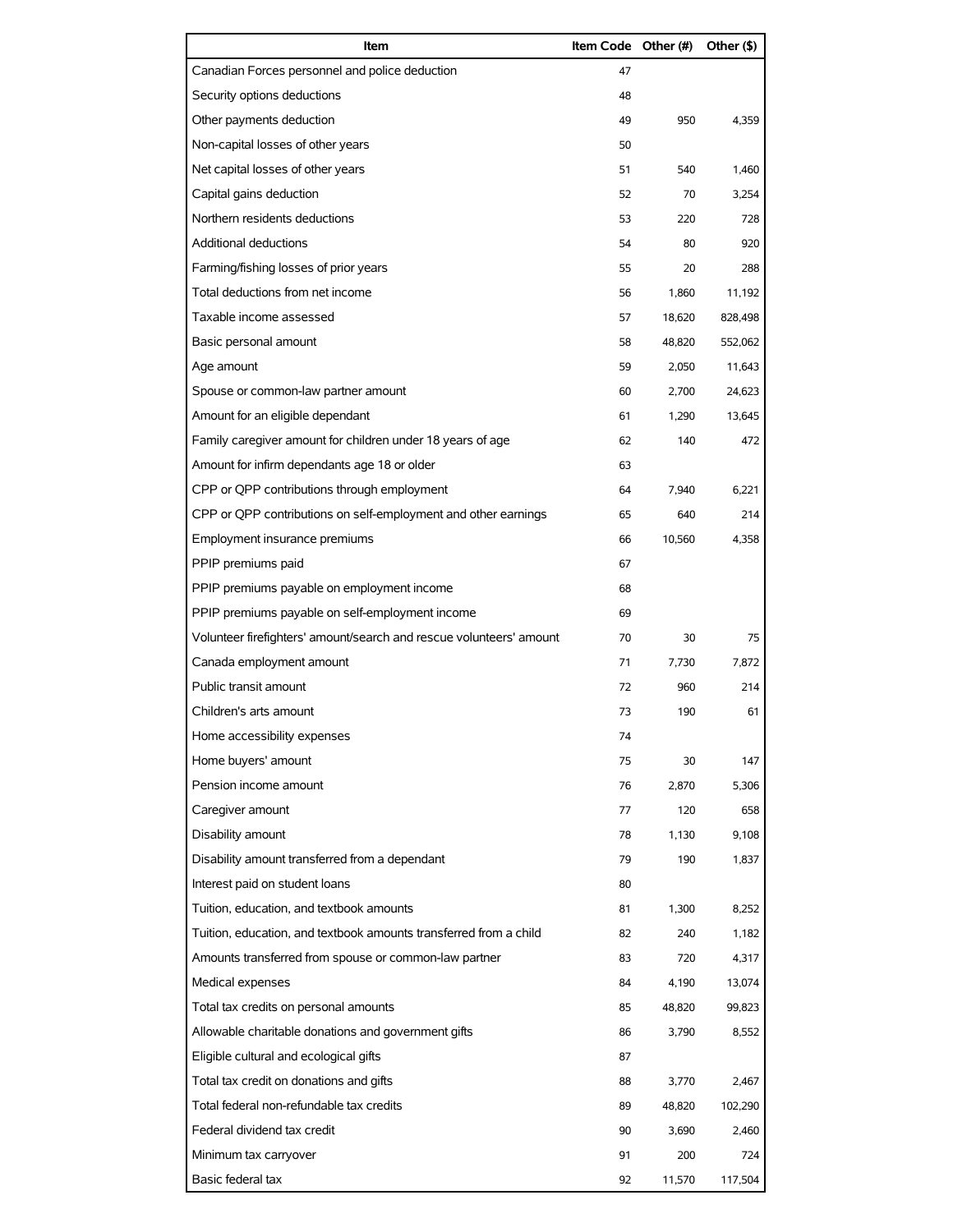| Item | Item Code | Other (#) | Other ($) |
|---|---|---|---|
| Canadian Forces personnel and police deduction | 47 | | |
| Security options deductions | 48 | | |
| Other payments deduction | 49 | 950 | 4,359 |
| Non-capital losses of other years | 50 | | |
| Net capital losses of other years | 51 | 540 | 1,460 |
| Capital gains deduction | 52 | 70 | 3,254 |
| Northern residents deductions | 53 | 220 | 728 |
| Additional deductions | 54 | 80 | 920 |
| Farming/fishing losses of prior years | 55 | 20 | 288 |
| Total deductions from net income | 56 | 1,860 | 11,192 |
| Taxable income assessed | 57 | 18,620 | 828,498 |
| Basic personal amount | 58 | 48,820 | 552,062 |
| Age amount | 59 | 2,050 | 11,643 |
| Spouse or common-law partner amount | 60 | 2,700 | 24,623 |
| Amount for an eligible dependant | 61 | 1,290 | 13,645 |
| Family caregiver amount for children under 18 years of age | 62 | 140 | 472 |
| Amount for infirm dependants age 18 or older | 63 | | |
| CPP or QPP contributions through employment | 64 | 7,940 | 6,221 |
| CPP or QPP contributions on self-employment and other earnings | 65 | 640 | 214 |
| Employment insurance premiums | 66 | 10,560 | 4,358 |
| PPIP premiums paid | 67 | | |
| PPIP premiums payable on employment income | 68 | | |
| PPIP premiums payable on self-employment income | 69 | | |
| Volunteer firefighters' amount/search and rescue volunteers' amount | 70 | 30 | 75 |
| Canada employment amount | 71 | 7,730 | 7,872 |
| Public transit amount | 72 | 960 | 214 |
| Children's arts amount | 73 | 190 | 61 |
| Home accessibility expenses | 74 | | |
| Home buyers' amount | 75 | 30 | 147 |
| Pension income amount | 76 | 2,870 | 5,306 |
| Caregiver amount | 77 | 120 | 658 |
| Disability amount | 78 | 1,130 | 9,108 |
| Disability amount transferred from a dependant | 79 | 190 | 1,837 |
| Interest paid on student loans | 80 | | |
| Tuition, education, and textbook amounts | 81 | 1,300 | 8,252 |
| Tuition, education, and textbook amounts transferred from a child | 82 | 240 | 1,182 |
| Amounts transferred from spouse or common-law partner | 83 | 720 | 4,317 |
| Medical expenses | 84 | 4,190 | 13,074 |
| Total tax credits on personal amounts | 85 | 48,820 | 99,823 |
| Allowable charitable donations and government gifts | 86 | 3,790 | 8,552 |
| Eligible cultural and ecological gifts | 87 | | |
| Total tax credit on donations and gifts | 88 | 3,770 | 2,467 |
| Total federal non-refundable tax credits | 89 | 48,820 | 102,290 |
| Federal dividend tax credit | 90 | 3,690 | 2,460 |
| Minimum tax carryover | 91 | 200 | 724 |
| Basic federal tax | 92 | 11,570 | 117,504 |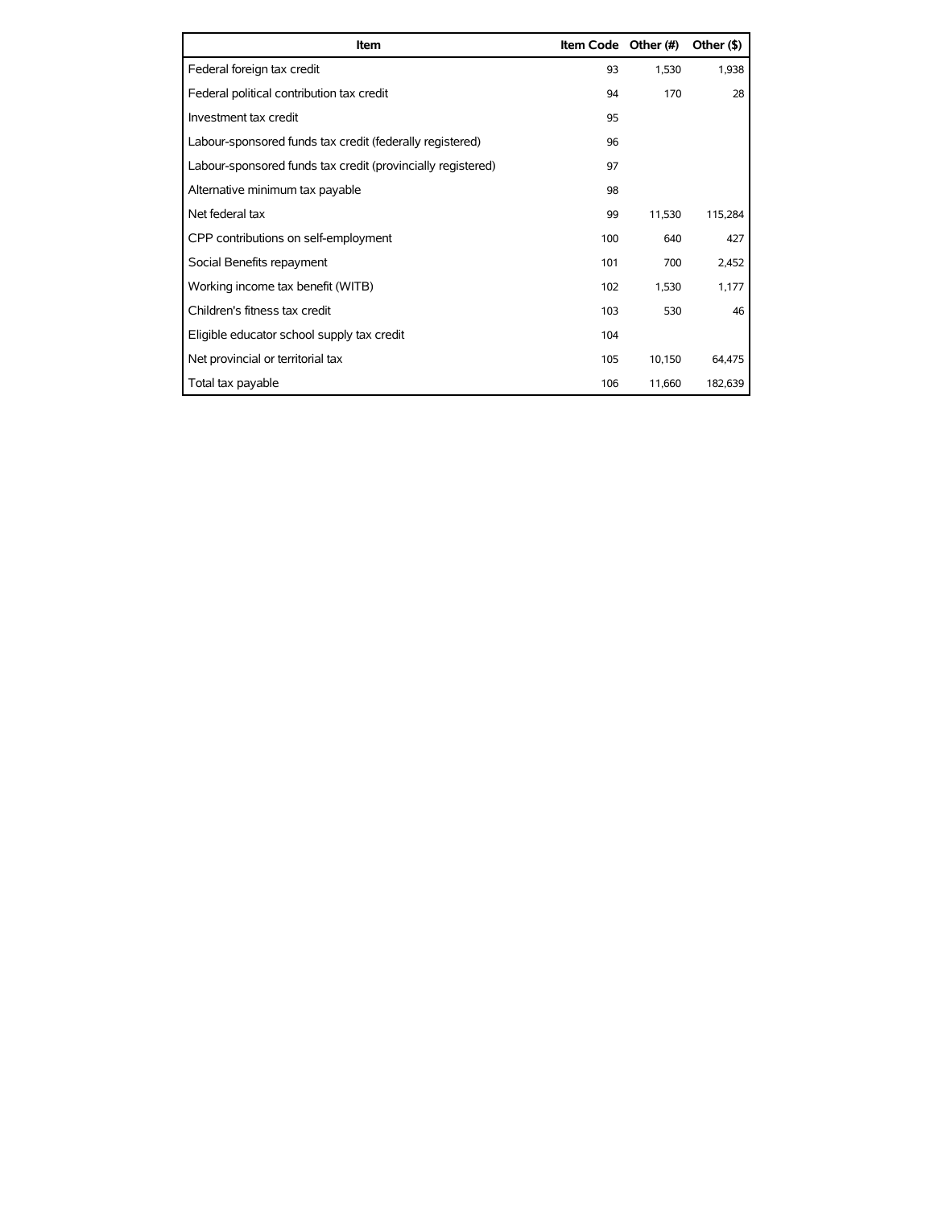| Item | Item Code | Other (#) | Other ($) |
| --- | --- | --- | --- |
| Federal foreign tax credit | 93 | 1,530 | 1,938 |
| Federal political contribution tax credit | 94 | 170 | 28 |
| Investment tax credit | 95 | | |
| Labour-sponsored funds tax credit (federally registered) | 96 | | |
| Labour-sponsored funds tax credit (provincially registered) | 97 | | |
| Alternative minimum tax payable | 98 | | |
| Net federal tax | 99 | 11,530 | 115,284 |
| CPP contributions on self-employment | 100 | 640 | 427 |
| Social Benefits repayment | 101 | 700 | 2,452 |
| Working income tax benefit (WITB) | 102 | 1,530 | 1,177 |
| Children's fitness tax credit | 103 | 530 | 46 |
| Eligible educator school supply tax credit | 104 | | |
| Net provincial or territorial tax | 105 | 10,150 | 64,475 |
| Total tax payable | 106 | 11,660 | 182,639 |